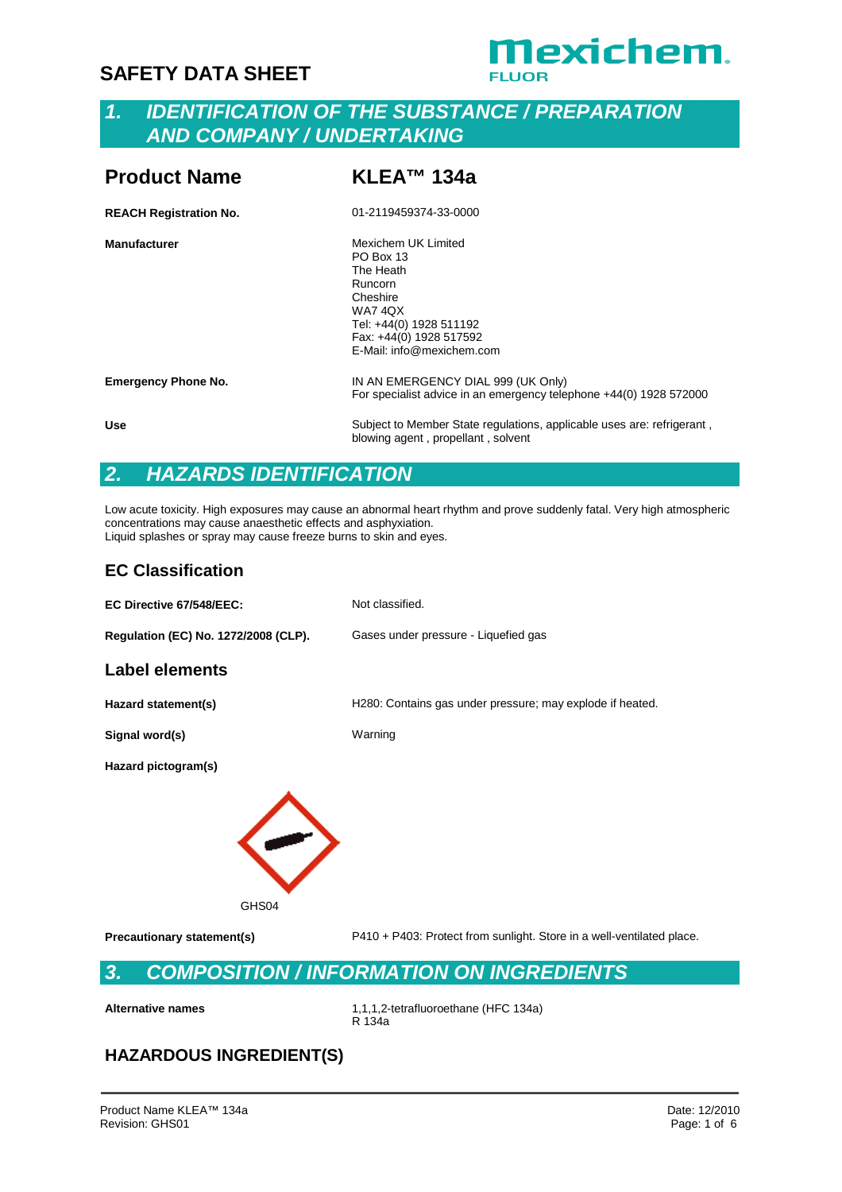# SAFETY DATA SHEET

## 1. IDENTIFICATION OF THE SUBSTANCE / PREPARATION AND COMPANY / UNDERTAKING

| | |
|---|---|
| **Product Name** | **KLEA™ 134a** |
| **REACH Registration No.** | 01-2119459374-33-0000 |
| **Manufacturer** | Mexichem UK Limited<br>PO Box 13<br>The Heath<br>Runcorn<br>Cheshire<br>WA7 4QX<br>Tel: +44(0) 1928 511192<br>Fax: +44(0) 1928 517592<br>E-Mail: info@mexichem.com |
| **Emergency Phone No.** | IN AN EMERGENCY DIAL 999 (UK Only)<br>For specialist advice in an emergency telephone +44(0) 1928 572000 |
| **Use** | Subject to Member State regulations, applicable uses are: refrigerant , blowing agent , propellant , solvent |

## 2. HAZARDS IDENTIFICATION

Low acute toxicity. High exposures may cause an abnormal heart rhythm and prove suddenly fatal. Very high atmospheric concentrations may cause anaesthetic effects and asphyxiation.
Liquid splashes or spray may cause freeze burns to skin and eyes.

### EC Classification

| | |
|---|---|
| **EC Directive 67/548/EEC:** | Not classified. |
| **Regulation (EC) No. 1272/2008 (CLP).** | Gases under pressure - Liquefied gas |

### Label elements

| | |
|---|---|
| **Hazard statement(s)** | H280: Contains gas under pressure; may explode if heated. |
| **Signal word(s)** | Warning |
| **Hazard pictogram(s)** | |

GHS04

| | |
|---|---|
| **Precautionary statement(s)** | P410 + P403: Protect from sunlight. Store in a well-ventilated place. |

## 3. COMPOSITION / INFORMATION ON INGREDIENTS

| | |
|---|---|
| **Alternative names** | 1,1,1,2-tetrafluoroethane (HFC 134a)<br>R 134a |

### HAZARDOUS INGREDIENT(S)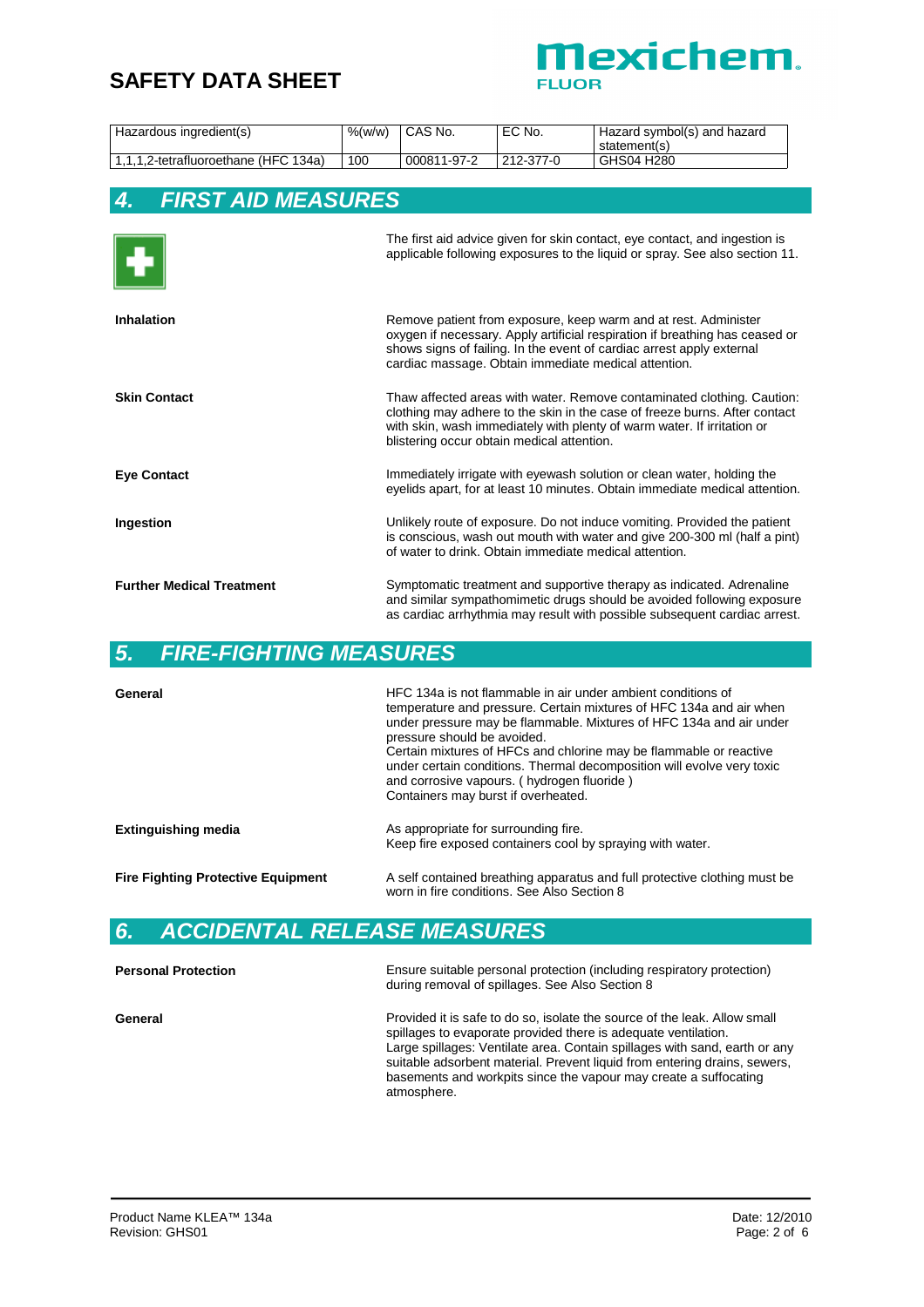| Hazardous ingredient(s) | %(w/w) | CAS No. | EC No. | Hazard symbol(s) and hazard statement(s) |
|---|---|---|---|---|
| 1,1,1,2-tetrafluoroethane (HFC 134a) | 100 | 000811-97-2 | 212-377-0 | GHS04 H280 |

## 4. FIRST AID MEASURES

The first aid advice given for skin contact, eye contact, and ingestion is applicable following exposures to the liquid or spray. See also section 11.

**Inhalation**

Remove patient from exposure, keep warm and at rest. Administer oxygen if necessary. Apply artificial respiration if breathing has ceased or shows signs of failing. In the event of cardiac arrest apply external cardiac massage. Obtain immediate medical attention.

**Skin Contact**

Thaw affected areas with water. Remove contaminated clothing. Caution: clothing may adhere to the skin in the case of freeze burns. After contact with skin, wash immediately with plenty of warm water. If irritation or blistering occur obtain medical attention.

**Eye Contact**

Immediately irrigate with eyewash solution or clean water, holding the eyelids apart, for at least 10 minutes. Obtain immediate medical attention.

**Ingestion**

Unlikely route of exposure. Do not induce vomiting. Provided the patient is conscious, wash out mouth with water and give 200-300 ml (half a pint) of water to drink. Obtain immediate medical attention.

**Further Medical Treatment**

Symptomatic treatment and supportive therapy as indicated. Adrenaline and similar sympathomimetic drugs should be avoided following exposure as cardiac arrhythmia may result with possible subsequent cardiac arrest.

## 5. FIRE-FIGHTING MEASURES

**General**

HFC 134a is not flammable in air under ambient conditions of temperature and pressure. Certain mixtures of HFC 134a and air when under pressure may be flammable. Mixtures of HFC 134a and air under pressure should be avoided.
Certain mixtures of HFCs and chlorine may be flammable or reactive under certain conditions. Thermal decomposition will evolve very toxic and corrosive vapours. ( hydrogen fluoride )
Containers may burst if overheated.

**Extinguishing media**

As appropriate for surrounding fire.
Keep fire exposed containers cool by spraying with water.

**Fire Fighting Protective Equipment**

A self contained breathing apparatus and full protective clothing must be worn in fire conditions. See Also Section 8

## 6. ACCIDENTAL RELEASE MEASURES

**Personal Protection**

Ensure suitable personal protection (including respiratory protection) during removal of spillages. See Also Section 8

**General**

Provided it is safe to do so, isolate the source of the leak. Allow small spillages to evaporate provided there is adequate ventilation.
Large spillages: Ventilate area. Contain spillages with sand, earth or any suitable adsorbent material. Prevent liquid from entering drains, sewers, basements and workpits since the vapour may create a suffocating atmosphere.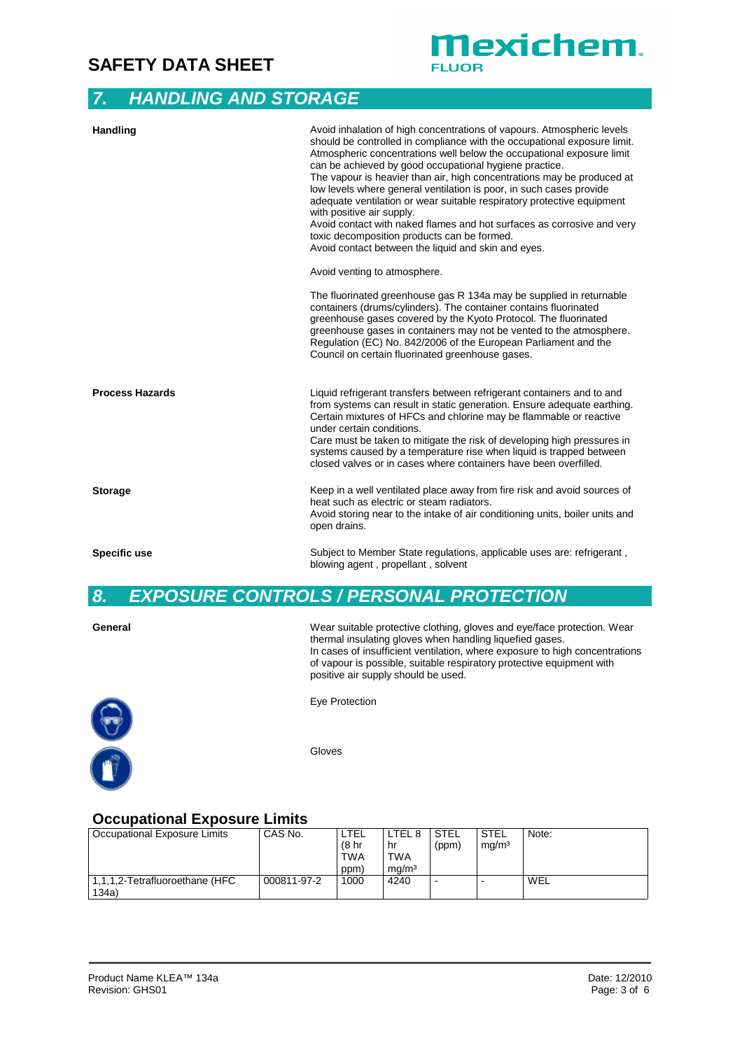## 7. HANDLING AND STORAGE

**Handling**

Avoid inhalation of high concentrations of vapours. Atmospheric levels should be controlled in compliance with the occupational exposure limit. Atmospheric concentrations well below the occupational exposure limit can be achieved by good occupational hygiene practice.
The vapour is heavier than air, high concentrations may be produced at low levels where general ventilation is poor, in such cases provide adequate ventilation or wear suitable respiratory protective equipment with positive air supply.
Avoid contact with naked flames and hot surfaces as corrosive and very toxic decomposition products can be formed.
Avoid contact between the liquid and skin and eyes.

Avoid venting to atmosphere.

The fluorinated greenhouse gas R 134a may be supplied in returnable containers (drums/cylinders). The container contains fluorinated greenhouse gases covered by the Kyoto Protocol. The fluorinated greenhouse gases in containers may not be vented to the atmosphere. Regulation (EC) No. 842/2006 of the European Parliament and the Council on certain fluorinated greenhouse gases.

**Process Hazards**

Liquid refrigerant transfers between refrigerant containers and to and from systems can result in static generation. Ensure adequate earthing. Certain mixtures of HFCs and chlorine may be flammable or reactive under certain conditions.
Care must be taken to mitigate the risk of developing high pressures in systems caused by a temperature rise when liquid is trapped between closed valves or in cases where containers have been overfilled.

**Storage**

Keep in a well ventilated place away from fire risk and avoid sources of heat such as electric or steam radiators.
Avoid storing near to the intake of air conditioning units, boiler units and open drains.

**Specific use**

Subject to Member State regulations, applicable uses are: refrigerant , blowing agent , propellant , solvent

## 8. EXPOSURE CONTROLS / PERSONAL PROTECTION

**General**

Wear suitable protective clothing, gloves and eye/face protection. Wear thermal insulating gloves when handling liquefied gases.
In cases of insufficient ventilation, where exposure to high concentrations of vapour is possible, suitable respiratory protective equipment with positive air supply should be used.

Eye Protection

Gloves

### Occupational Exposure Limits

| Occupational Exposure Limits | CAS No. | LTEL (8 hr TWA ppm) | LTEL 8 hr TWA mg/m³ | STEL (ppm) | STEL mg/m³ | Note: |
|---|---|---|---|---|---|---|
| 1,1,1,2-Tetrafluoroethane (HFC 134a) | 000811-97-2 | 1000 | 4240 | - | - | WEL |

Product Name KLEA™ 134a
Revision: GHS01

Date: 12/2010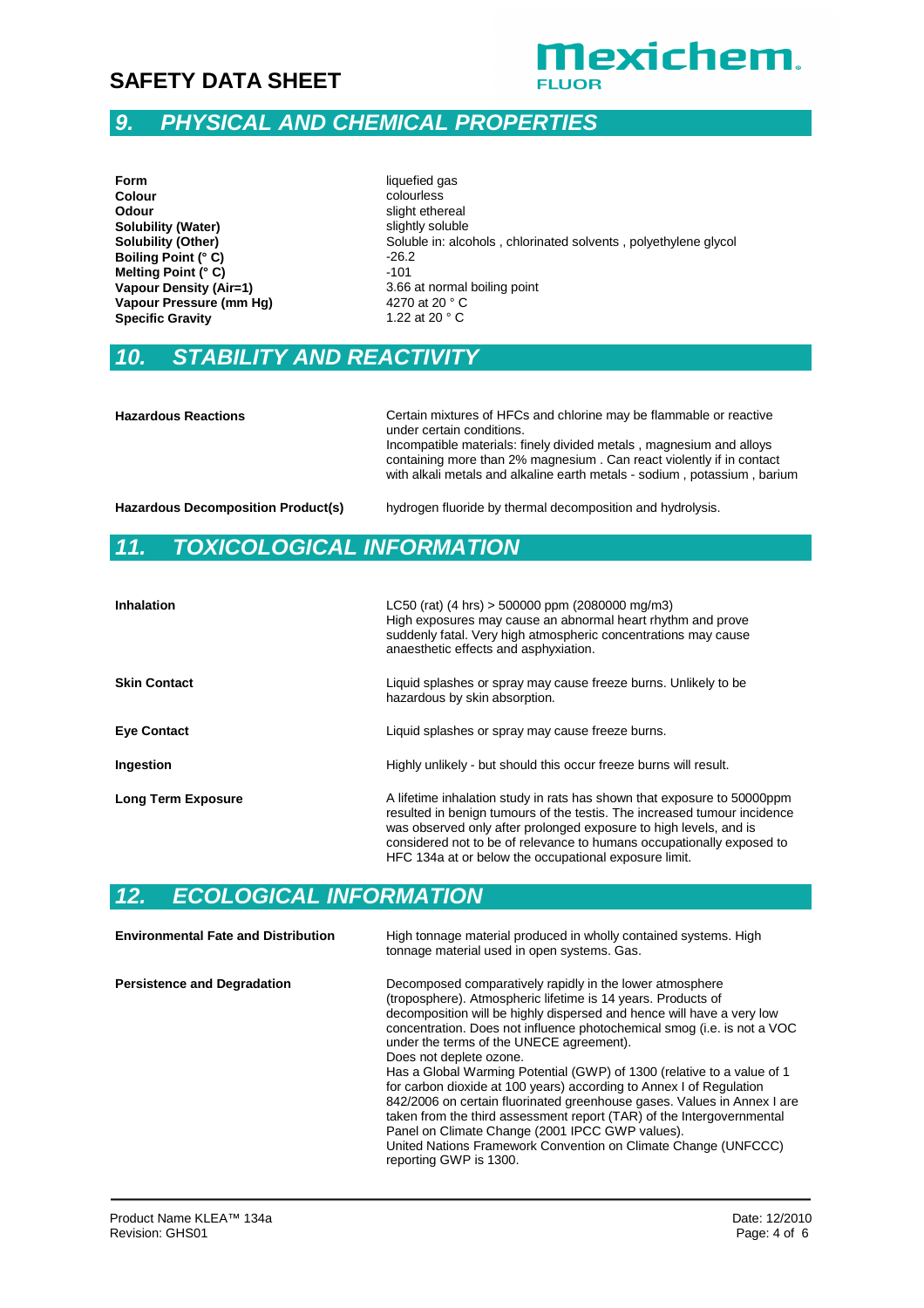## 9. PHYSICAL AND CHEMICAL PROPERTIES

| | |
|---|---|
| **Form** | liquefied gas |
| **Colour** | colourless |
| **Odour** | slight ethereal |
| **Solubility (Water)** | slightly soluble |
| **Solubility (Other)** | Soluble in: alcohols , chlorinated solvents , polyethylene glycol |
| **Boiling Point (° C)** | -26.2 |
| **Melting Point (° C)** | -101 |
| **Vapour Density (Air=1)** | 3.66 at normal boiling point |
| **Vapour Pressure (mm Hg)** | 4270 at 20 ° C |
| **Specific Gravity** | 1.22 at 20 ° C |

## 10. STABILITY AND REACTIVITY

| | |
|---|---|
| **Hazardous Reactions** | Certain mixtures of HFCs and chlorine may be flammable or reactive under certain conditions. Incompatible materials: finely divided metals , magnesium and alloys containing more than 2% magnesium . Can react violently if in contact with alkali metals and alkaline earth metals - sodium , potassium , barium |
| **Hazardous Decomposition Product(s)** | hydrogen fluoride by thermal decomposition and hydrolysis. |

## 11. TOXICOLOGICAL INFORMATION

| | |
|---|---|
| **Inhalation** | LC50 (rat) (4 hrs) > 500000 ppm (2080000 mg/m3) High exposures may cause an abnormal heart rhythm and prove suddenly fatal. Very high atmospheric concentrations may cause anaesthetic effects and asphyxiation. |
| **Skin Contact** | Liquid splashes or spray may cause freeze burns. Unlikely to be hazardous by skin absorption. |
| **Eye Contact** | Liquid splashes or spray may cause freeze burns. |
| **Ingestion** | Highly unlikely - but should this occur freeze burns will result. |
| **Long Term Exposure** | A lifetime inhalation study in rats has shown that exposure to 50000ppm resulted in benign tumours of the testis. The increased tumour incidence was observed only after prolonged exposure to high levels, and is considered not to be of relevance to humans occupationally exposed to HFC 134a at or below the occupational exposure limit. |

## 12. ECOLOGICAL INFORMATION

| | |
|---|---|
| **Environmental Fate and Distribution** | High tonnage material produced in wholly contained systems. High tonnage material used in open systems. Gas. |
| **Persistence and Degradation** | Decomposed comparatively rapidly in the lower atmosphere (troposphere). Atmospheric lifetime is 14 years. Products of decomposition will be highly dispersed and hence will have a very low concentration. Does not influence photochemical smog (i.e. is not a VOC under the terms of the UNECE agreement). Does not deplete ozone. Has a Global Warming Potential (GWP) of 1300 (relative to a value of 1 for carbon dioxide at 100 years) according to Annex I of Regulation 842/2006 on certain fluorinated greenhouse gases. Values in Annex I are taken from the third assessment report (TAR) of the Intergovernmental Panel on Climate Change (2001 IPCC GWP values). United Nations Framework Convention on Climate Change (UNFCCC) reporting GWP is 1300. |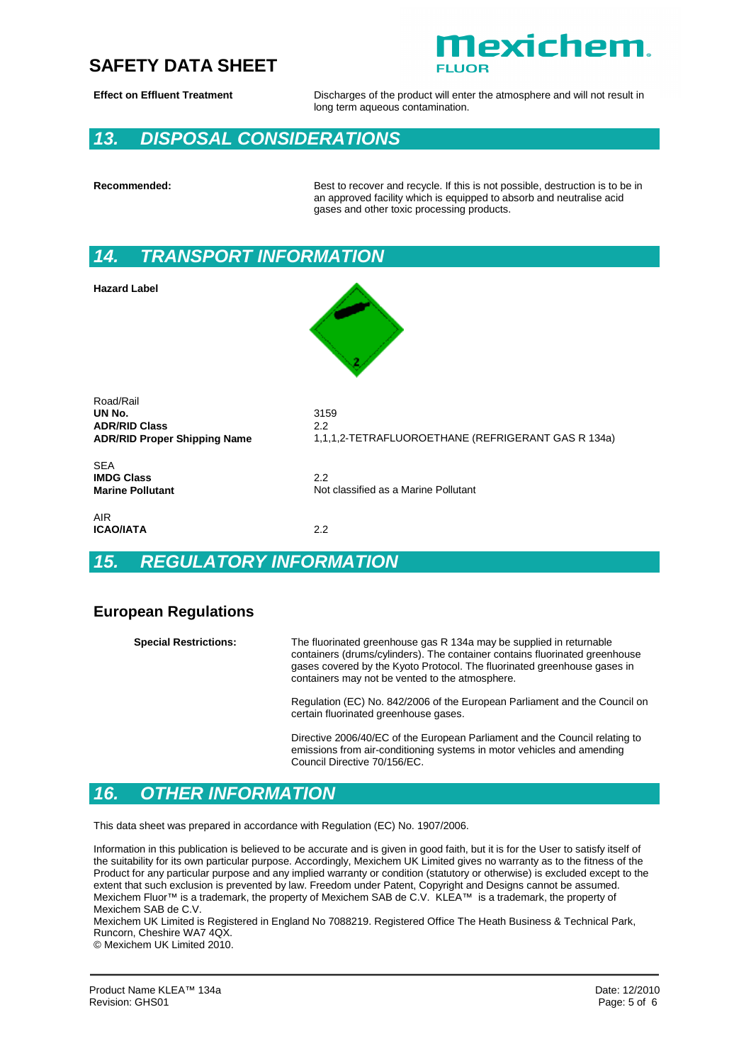**Effect on Effluent Treatment**

Discharges of the product will enter the atmosphere and will not result in long term aqueous contamination.

## 13. DISPOSAL CONSIDERATIONS

**Recommended:**

Best to recover and recycle. If this is not possible, destruction is to be in an approved facility which is equipped to absorb and neutralise acid gases and other toxic processing products.

## 14. TRANSPORT INFORMATION

**Hazard Label**

Road/Rail

| | |
|---|---|
| **UN No.** | 3159 |
| **ADR/RID Class** | 2.2 |
| **ADR/RID Proper Shipping Name** | 1,1,1,2-TETRAFLUOROETHANE (REFRIGERANT GAS R 134a) |

SEA

| | |
|---|---|
| **IMDG Class** | 2.2 |
| **Marine Pollutant** | Not classified as a Marine Pollutant |

AIR

| | |
|---|---|
| **ICAO/IATA** | 2.2 |

## 15. REGULATORY INFORMATION

### European Regulations

**Special Restrictions:**

The fluorinated greenhouse gas R 134a may be supplied in returnable containers (drums/cylinders). The container contains fluorinated greenhouse gases covered by the Kyoto Protocol. The fluorinated greenhouse gases in containers may not be vented to the atmosphere.

Regulation (EC) No. 842/2006 of the European Parliament and the Council on certain fluorinated greenhouse gases.

Directive 2006/40/EC of the European Parliament and the Council relating to emissions from air-conditioning systems in motor vehicles and amending Council Directive 70/156/EC.

## 16. OTHER INFORMATION

This data sheet was prepared in accordance with Regulation (EC) No. 1907/2006.

Information in this publication is believed to be accurate and is given in good faith, but it is for the User to satisfy itself of the suitability for its own particular purpose. Accordingly, Mexichem UK Limited gives no warranty as to the fitness of the Product for any particular purpose and any implied warranty or condition (statutory or otherwise) is excluded except to the extent that such exclusion is prevented by law. Freedom under Patent, Copyright and Designs cannot be assumed. Mexichem Fluor™ is a trademark, the property of Mexichem SAB de C.V. KLEA™ is a trademark, the property of Mexichem SAB de C.V.
Mexichem UK Limited is Registered in England No 7088219. Registered Office The Heath Business & Technical Park, Runcorn, Cheshire WA7 4QX.
© Mexichem UK Limited 2010.

Product Name KLEA™ 134a
Revision: GHS01

Date: 12/2010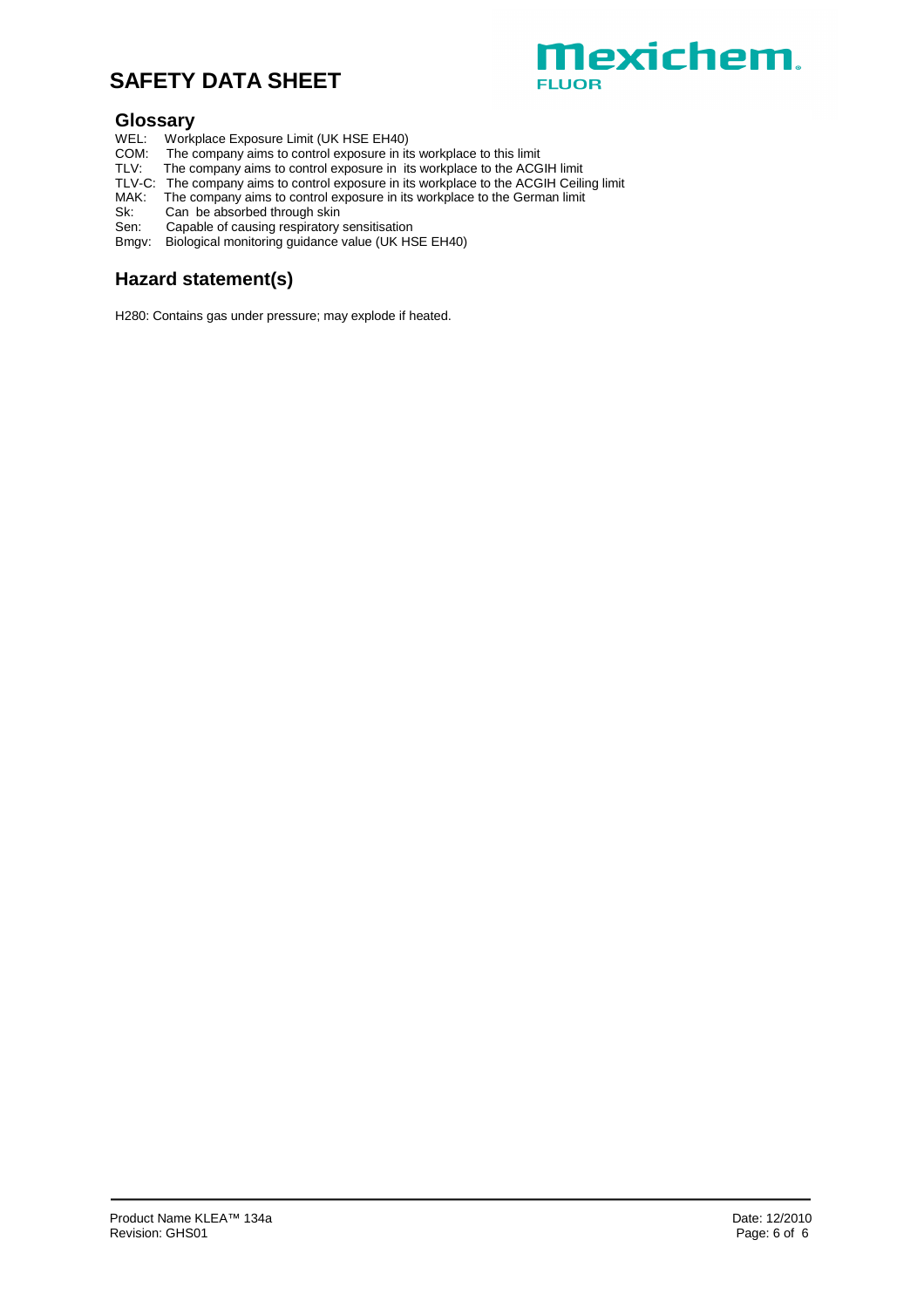## Glossary

WEL: Workplace Exposure Limit (UK HSE EH40)
COM: The company aims to control exposure in its workplace to this limit
TLV: The company aims to control exposure in its workplace to the ACGIH limit
TLV-C: The company aims to control exposure in its workplace to the ACGIH Ceiling limit
MAK: The company aims to control exposure in its workplace to the German limit
Sk: Can be absorbed through skin
Sen: Capable of causing respiratory sensitisation
Bmgv: Biological monitoring guidance value (UK HSE EH40)

## Hazard statement(s)

H280: Contains gas under pressure; may explode if heated.